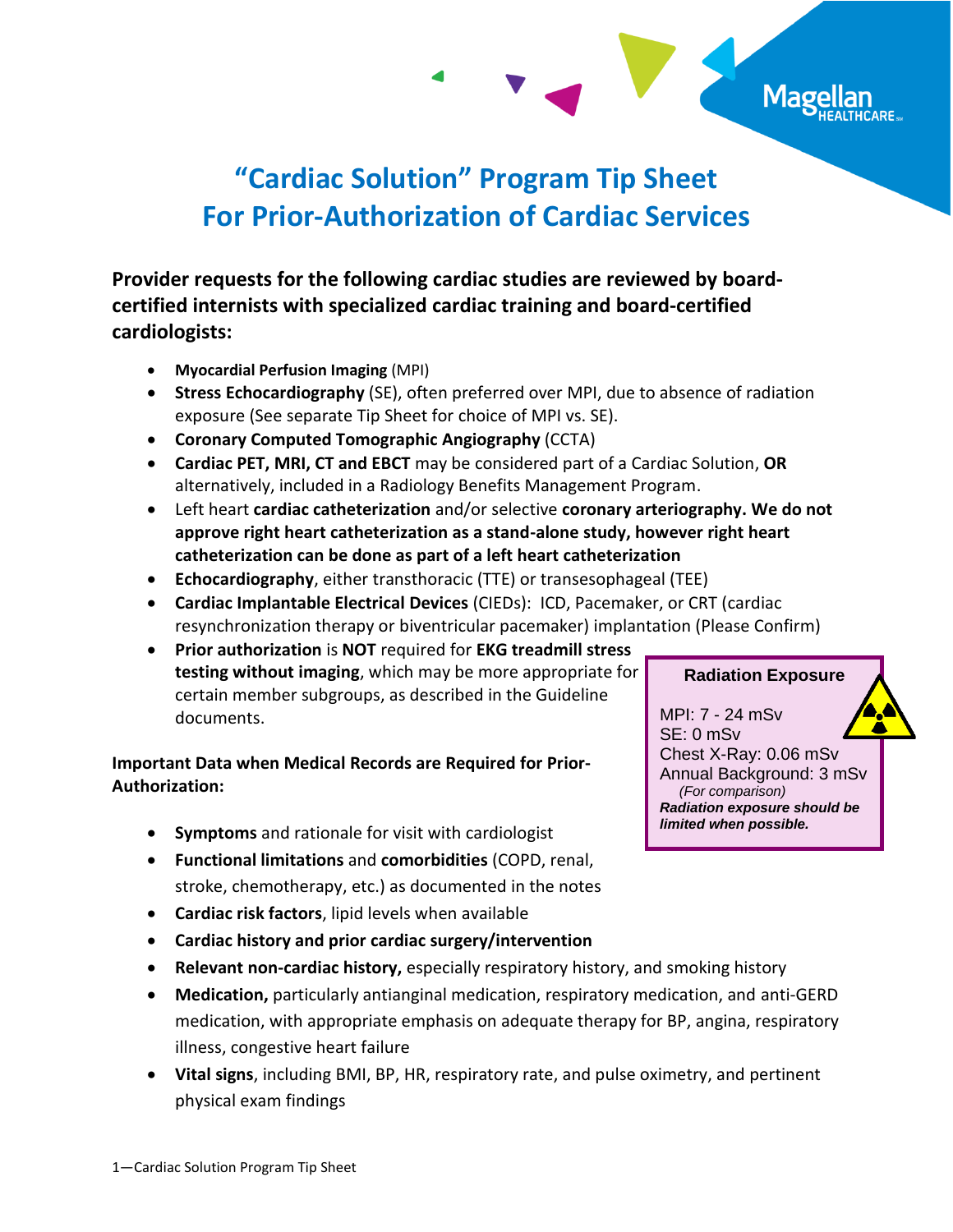# "Cardiac Solution" Program Tip Sheet For Prior-Authorization of Cardiac Services

**Provider requests for the following cardiac studies are reviewed by board-certified internists with specialized cardiac training and board-certified cardiologists:**

- **Myocardial Perfusion Imaging** (MPI)
- **Stress Echocardiography** (SE), often preferred over MPI, due to absence of radiation exposure (See separate Tip Sheet for choice of MPI vs. SE).
- **Coronary Computed Tomographic Angiography** (CCTA)
- **Cardiac PET, MRI, CT and EBCT** may be considered part of a Cardiac Solution, **OR** alternatively, included in a Radiology Benefits Management Program.
- Left heart **cardiac catheterization** and/or selective **coronary arteriography. We do not approve right heart catheterization as a stand-alone study, however right heart catheterization can be done as part of a left heart catheterization**
- **Echocardiography**, either transthoracic (TTE) or transesophageal (TEE)
- **Cardiac Implantable Electrical Devices** (CIEDs): ICD, Pacemaker, or CRT (cardiac resynchronization therapy or biventricular pacemaker) implantation (Please Confirm)
- **Prior authorization** is **NOT** required for **EKG treadmill stress testing without imaging**, which may be more appropriate for certain member subgroups, as described in the Guideline documents.

**Radiation Exposure**

MPI: 7 - 24 mSv
SE: 0 mSv
Chest X-Ray: 0.06 mSv
Annual Background: 3 mSv
*(For comparison)*
***Radiation exposure should be limited when possible.***

**Important Data when Medical Records are Required for Prior-Authorization:**

- **Symptoms** and rationale for visit with cardiologist
- **Functional limitations** and **comorbidities** (COPD, renal, stroke, chemotherapy, etc.) as documented in the notes
- **Cardiac risk factors**, lipid levels when available
- **Cardiac history and prior cardiac surgery/intervention**
- **Relevant non-cardiac history,** especially respiratory history, and smoking history
- **Medication,** particularly antianginal medication, respiratory medication, and anti-GERD medication, with appropriate emphasis on adequate therapy for BP, angina, respiratory illness, congestive heart failure
- **Vital signs**, including BMI, BP, HR, respiratory rate, and pulse oximetry, and pertinent physical exam findings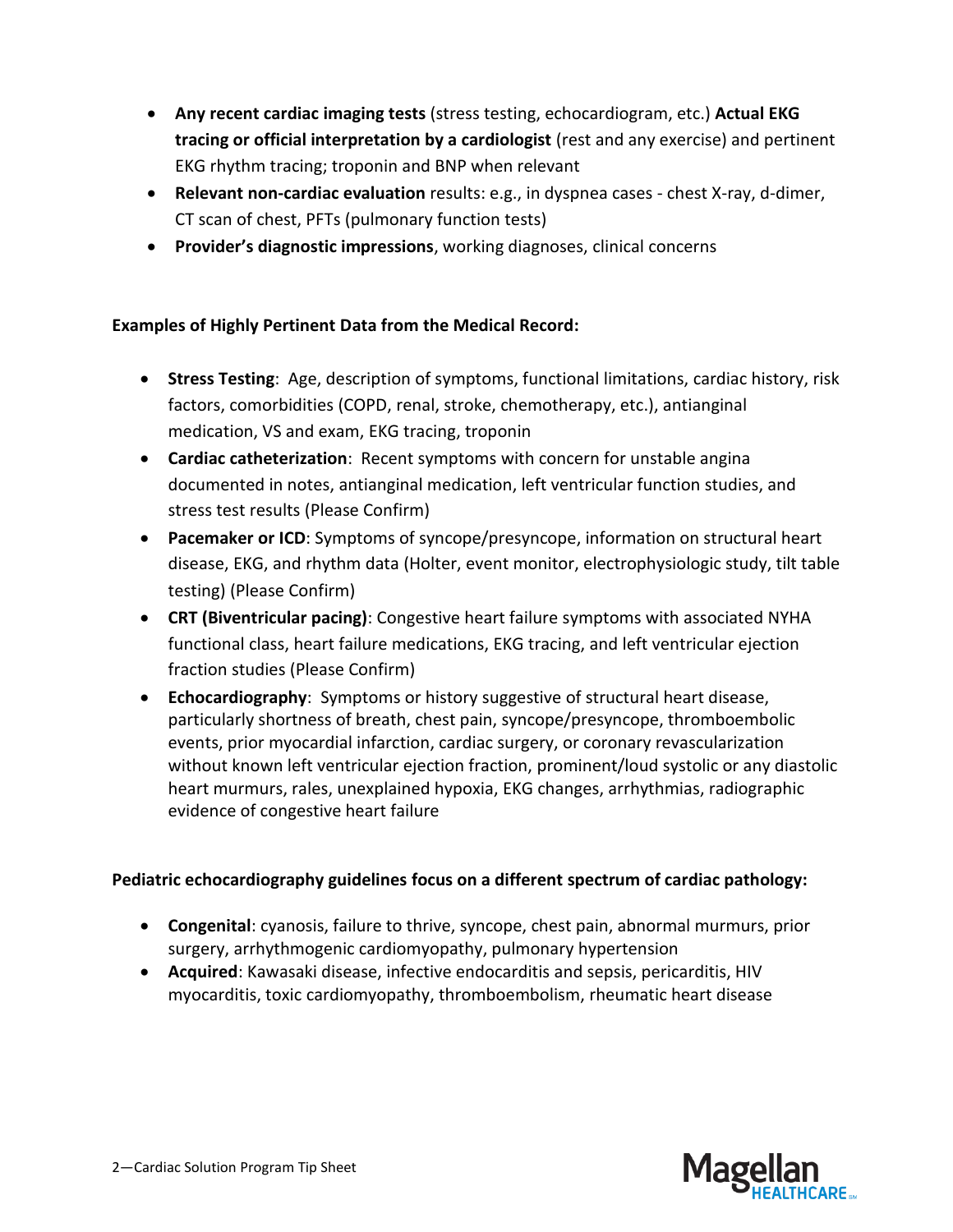- **Any recent cardiac imaging tests** (stress testing, echocardiogram, etc.) **Actual EKG tracing or official interpretation by a cardiologist** (rest and any exercise) and pertinent EKG rhythm tracing; troponin and BNP when relevant
- **Relevant non-cardiac evaluation** results: e.g., in dyspnea cases - chest X-ray, d-dimer, CT scan of chest, PFTs (pulmonary function tests)
- **Provider's diagnostic impressions**, working diagnoses, clinical concerns

**Examples of Highly Pertinent Data from the Medical Record:**

- **Stress Testing**: Age, description of symptoms, functional limitations, cardiac history, risk factors, comorbidities (COPD, renal, stroke, chemotherapy, etc.), antianginal medication, VS and exam, EKG tracing, troponin
- **Cardiac catheterization**: Recent symptoms with concern for unstable angina documented in notes, antianginal medication, left ventricular function studies, and stress test results (Please Confirm)
- **Pacemaker or ICD**: Symptoms of syncope/presyncope, information on structural heart disease, EKG, and rhythm data (Holter, event monitor, electrophysiologic study, tilt table testing) (Please Confirm)
- **CRT (Biventricular pacing)**: Congestive heart failure symptoms with associated NYHA functional class, heart failure medications, EKG tracing, and left ventricular ejection fraction studies (Please Confirm)
- **Echocardiography**: Symptoms or history suggestive of structural heart disease, particularly shortness of breath, chest pain, syncope/presyncope, thromboembolic events, prior myocardial infarction, cardiac surgery, or coronary revascularization without known left ventricular ejection fraction, prominent/loud systolic or any diastolic heart murmurs, rales, unexplained hypoxia, EKG changes, arrhythmias, radiographic evidence of congestive heart failure

**Pediatric echocardiography guidelines focus on a different spectrum of cardiac pathology:**

- **Congenital**: cyanosis, failure to thrive, syncope, chest pain, abnormal murmurs, prior surgery, arrhythmogenic cardiomyopathy, pulmonary hypertension
- **Acquired**: Kawasaki disease, infective endocarditis and sepsis, pericarditis, HIV myocarditis, toxic cardiomyopathy, thromboembolism, rheumatic heart disease